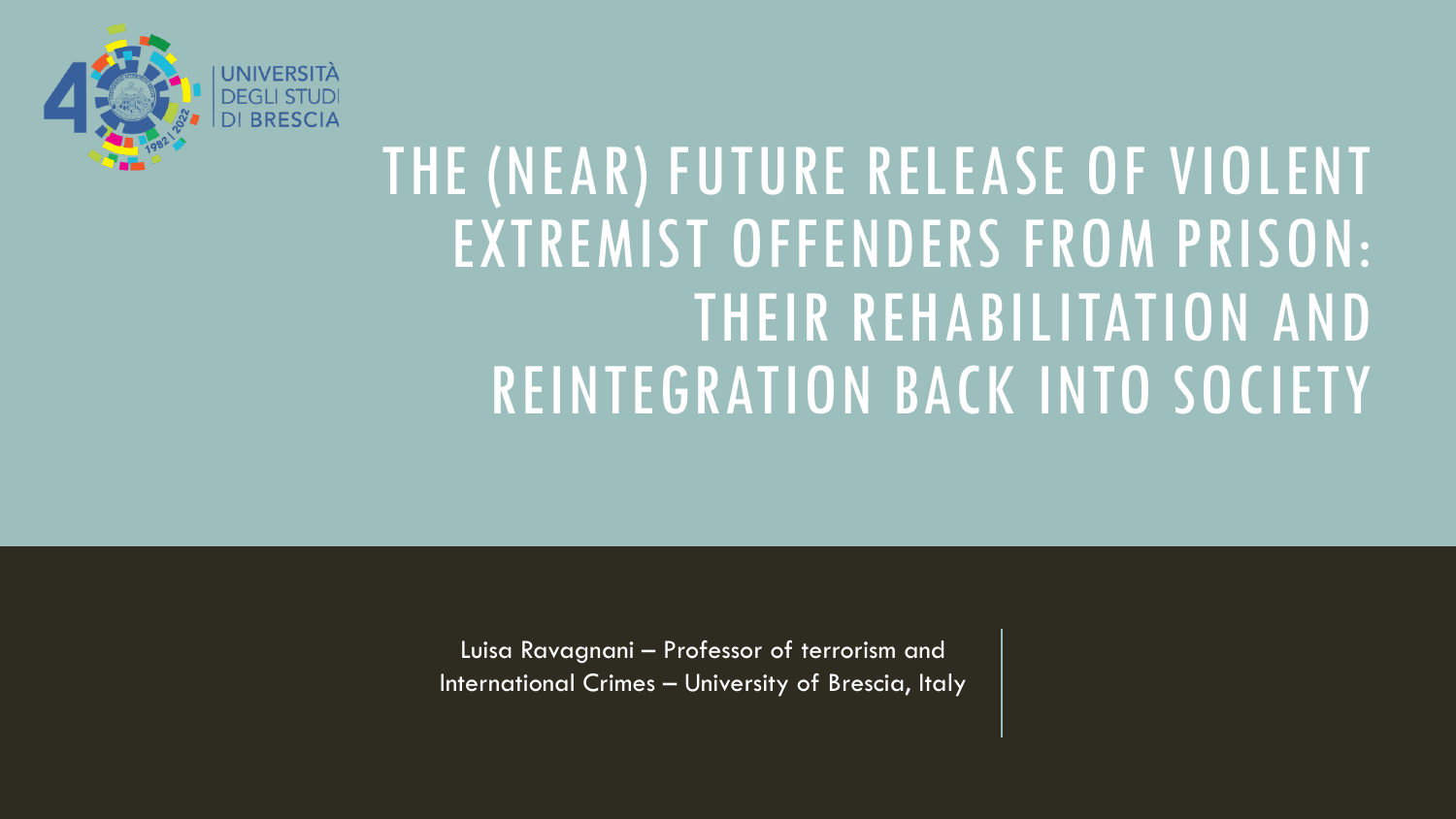UNIVERSITÀ DEGLI STUDI DI BRESCIA

# THE (NEAR) FUTURE RELEASE OF VIOLENT EXTREMIST OFFENDERS FROM PRISON: THEIR REHABILITATION AND REINTEGRATION BACK INTO SOCIETY

Luisa Ravagnani – Professor of terrorism and International Crimes – University of Brescia, Italy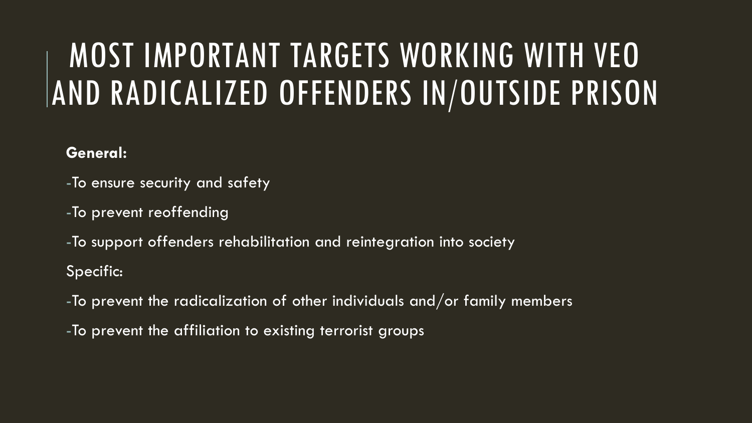# MOST IMPORTANT TARGETS WORKING WITH VEO AND RADICALIZED OFFENDERS IN/OUTSIDE PRISON

**General:**

-To ensure security and safety

-To prevent reoffending

-To support offenders rehabilitation and reintegration into society

Specific:

-To prevent the radicalization of other individuals and/or family members

-To prevent the affiliation to existing terrorist groups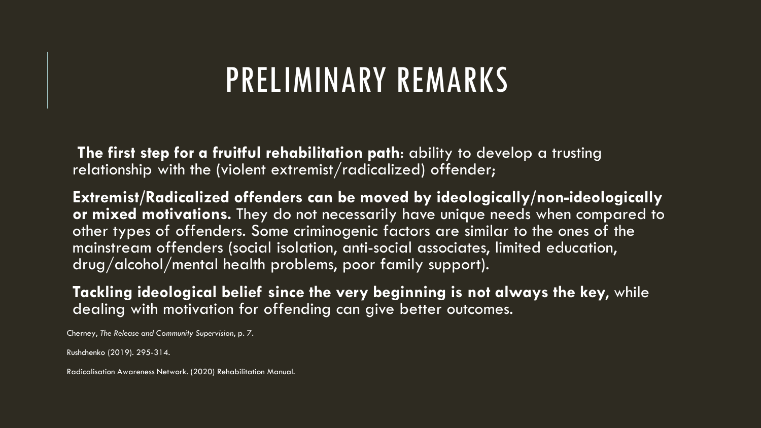# PRELIMINARY REMARKS

**The first step for a fruitful rehabilitation path**: ability to develop a trusting relationship with the (violent extremist/radicalized) offender;

**Extremist/Radicalized offenders can be moved by ideologically/non-ideologically or mixed motivations.** They do not necessarily have unique needs when compared to other types of offenders. Some criminogenic factors are similar to the ones of the mainstream offenders (social isolation, anti-social associates, limited education, drug/alcohol/mental health problems, poor family support).

**Tackling ideological belief since the very beginning is not always the key**, while dealing with motivation for offending can give better outcomes.

Cherney, *The Release and Community Supervision*, p. 7.

Rushchenko (2019). 295-314.

Radicalisation Awareness Network. (2020) Rehabilitation Manual.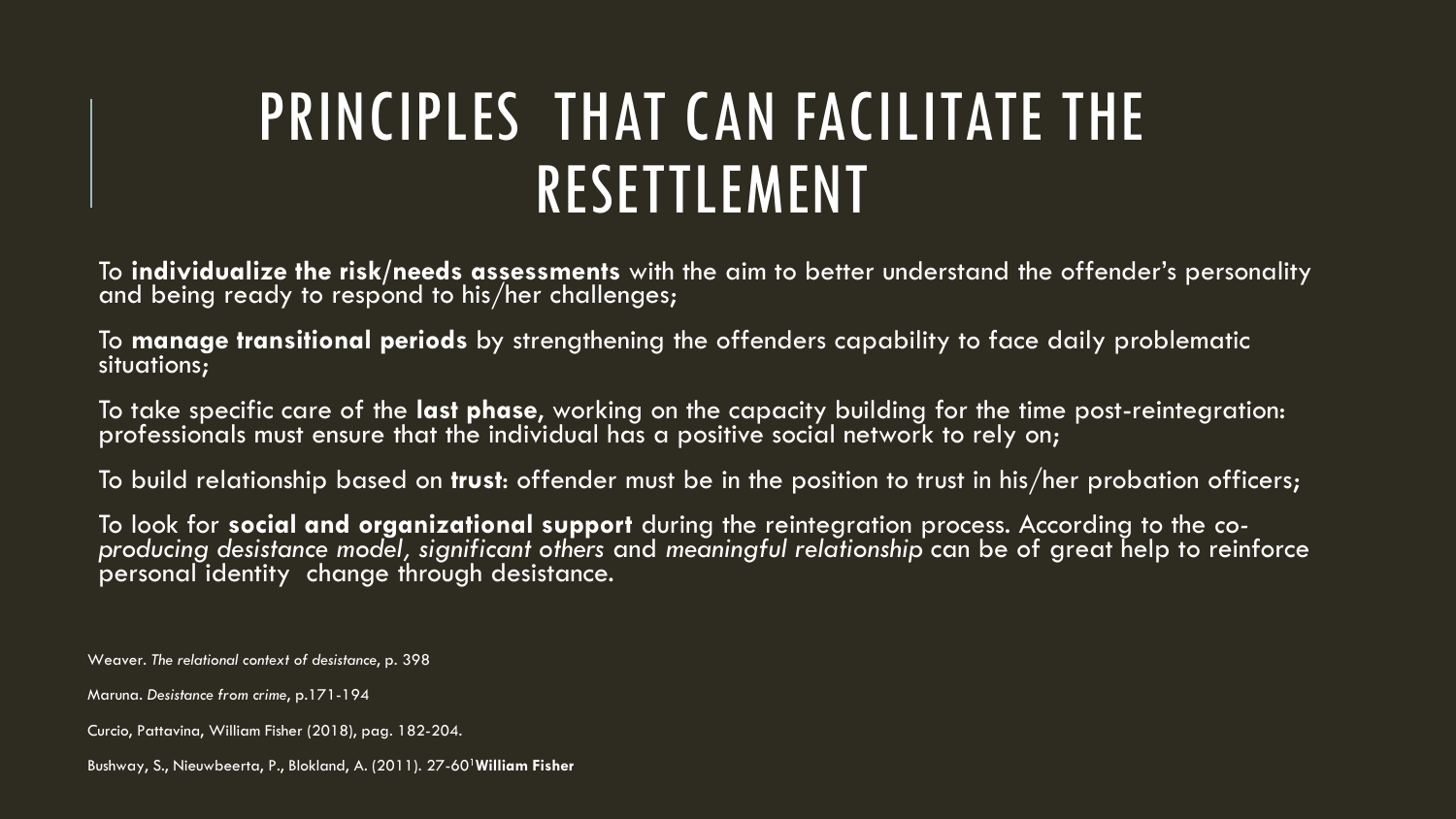# PRINCIPLES THAT CAN FACILITATE THE RESETTLEMENT

To **individualize the risk/needs assessments** with the aim to better understand the offender's personality and being ready to respond to his/her challenges;

To **manage transitional periods** by strengthening the offenders capability to face daily problematic situations;

To take specific care of the **last phase,** working on the capacity building for the time post-reintegration: professionals must ensure that the individual has a positive social network to rely on;

To build relationship based on **trust**: offender must be in the position to trust in his/her probation officers;

To look for **social and organizational support** during the reintegration process. According to the *co-producing desistance model, significant others* and *meaningful relationship* can be of great help to reinforce personal identity change through desistance.

Weaver. *The relational context of desistance*, p. 398

Maruna. *Desistance from crime*, p.171-194

Curcio, Pattavina, William Fisher (2018), pag. 182-204.

Bushway, S., Nieuwbeerta, P., Blokland, A. (2011). 27-60[1]**William Fisher**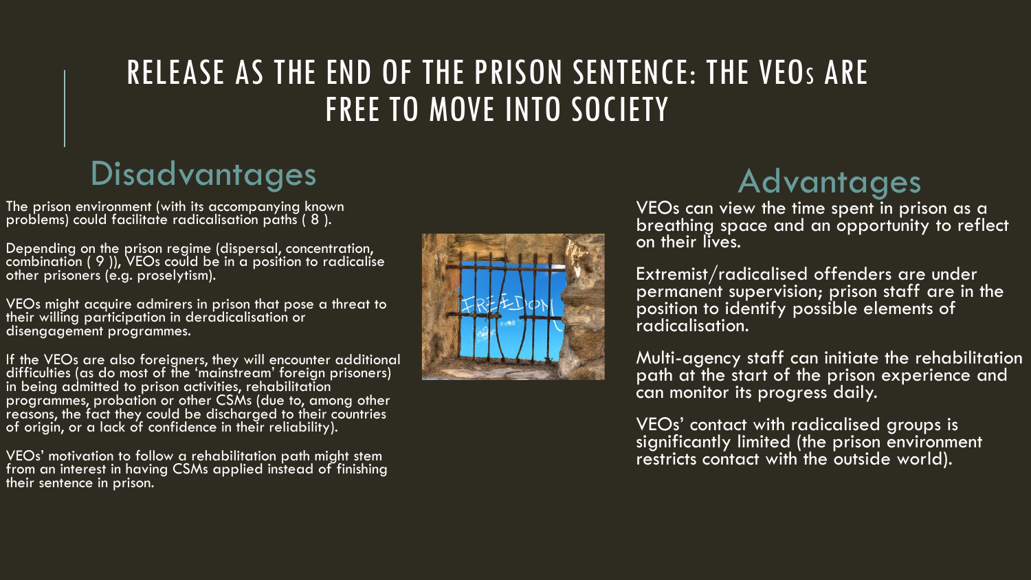# RELEASE AS THE END OF THE PRISON SENTENCE: THE VEOs ARE FREE TO MOVE INTO SOCIETY

## Disadvantages

The prison environment (with its accompanying known problems) could facilitate radicalisation paths ( 8 ).

Depending on the prison regime (dispersal, concentration, combination ( 9 )), VEOs could be in a position to radicalise other prisoners (e.g. proselytism).

VEOs might acquire admirers in prison that pose a threat to their willing participation in deradicalisation or disengagement programmes.

If the VEOs are also foreigners, they will encounter additional difficulties (as do most of the 'mainstream' foreign prisoners) in being admitted to prison activities, rehabilitation programmes, probation or other CSMs (due to, among other reasons, the fact they could be discharged to their countries of origin, or a lack of confidence in their reliability).

VEOs' motivation to follow a rehabilitation path might stem from an interest in having CSMs applied instead of finishing their sentence in prison.

## Advantages

VEOs can view the time spent in prison as a breathing space and an opportunity to reflect on their lives.

Extremist/radicalised offenders are under permanent supervision; prison staff are in the position to identify possible elements of radicalisation.

Multi-agency staff can initiate the rehabilitation path at the start of the prison experience and can monitor its progress daily.

VEOs' contact with radicalised groups is significantly limited (the prison environment restricts contact with the outside world).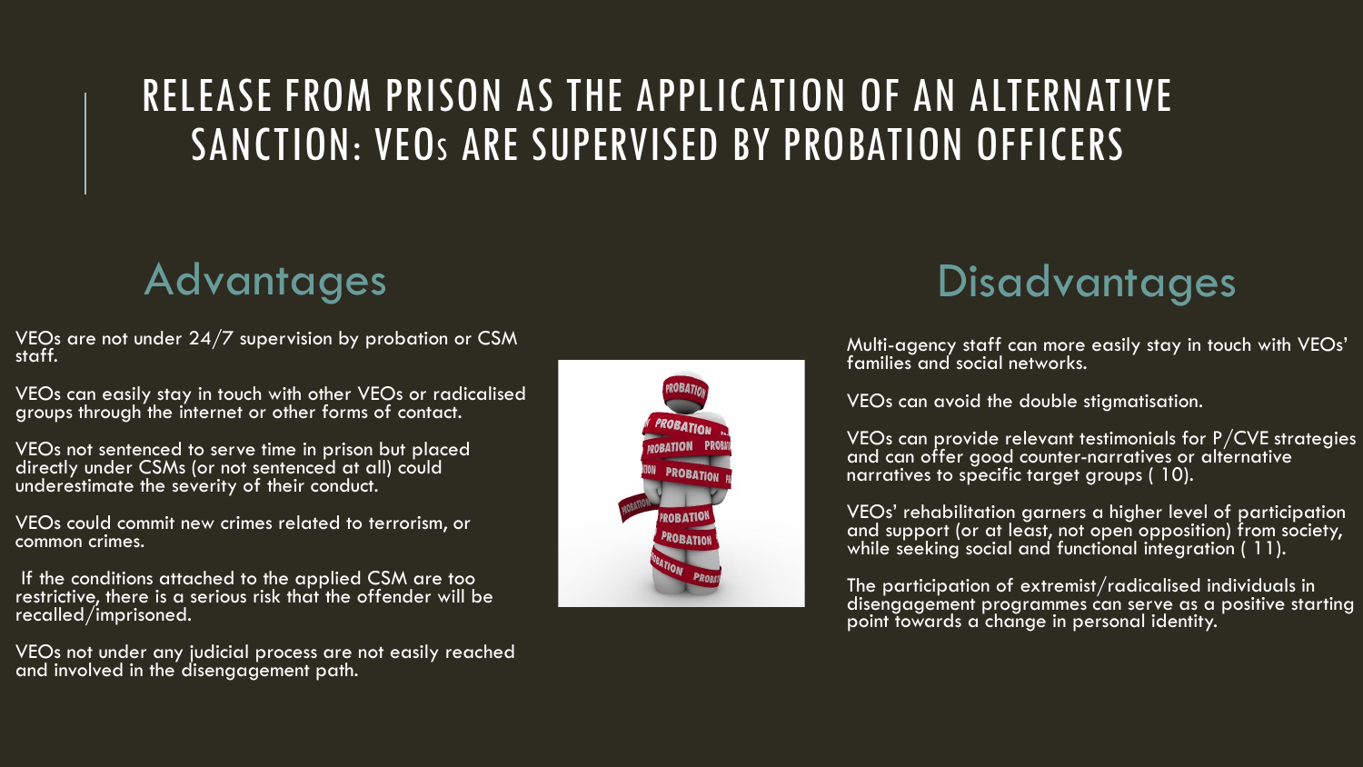# RELEASE FROM PRISON AS THE APPLICATION OF AN ALTERNATIVE SANCTION: VEOs ARE SUPERVISED BY PROBATION OFFICERS

## Advantages

VEOs are not under 24/7 supervision by probation or CSM staff.

VEOs can easily stay in touch with other VEOs or radicalised groups through the internet or other forms of contact.

VEOs not sentenced to serve time in prison but placed directly under CSMs (or not sentenced at all) could underestimate the severity of their conduct.

VEOs could commit new crimes related to terrorism, or common crimes.

If the conditions attached to the applied CSM are too restrictive, there is a serious risk that the offender will be recalled/imprisoned.

VEOs not under any judicial process are not easily reached and involved in the disengagement path.

## Disadvantages

Multi-agency staff can more easily stay in touch with VEOs' families and social networks.

VEOs can avoid the double stigmatisation.

VEOs can provide relevant testimonials for P/CVE strategies and can offer good counter-narratives or alternative narratives to specific target groups ( 10).

VEOs' rehabilitation garners a higher level of participation and support (or at least, not open opposition) from society, while seeking social and functional integration ( 11).

The participation of extremist/radicalised individuals in disengagement programmes can serve as a positive starting point towards a change in personal identity.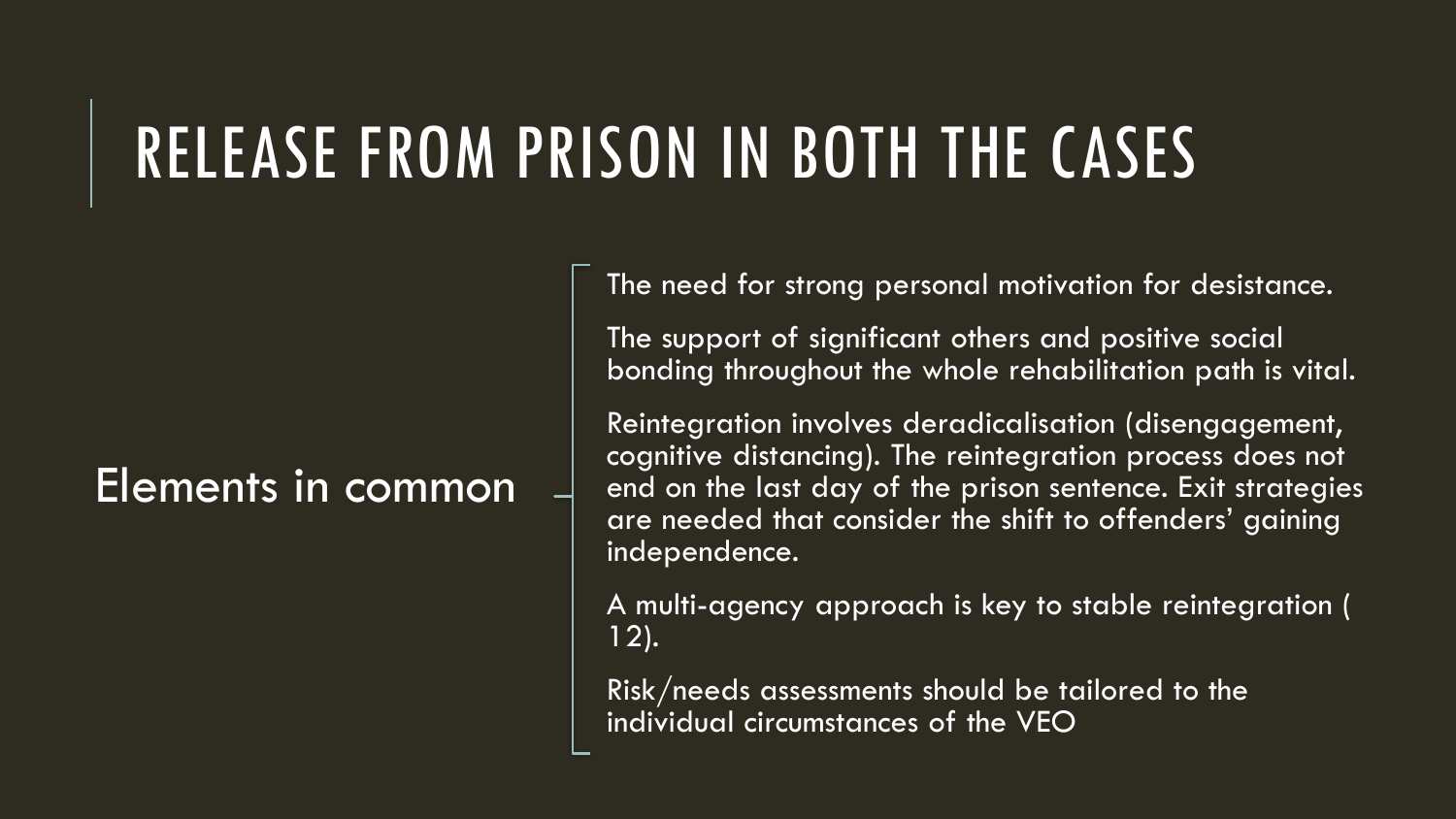# RELEASE FROM PRISON IN BOTH THE CASES

## Elements in common

- The need for strong personal motivation for desistance.
- The support of significant others and positive social bonding throughout the whole rehabilitation path is vital.
- Reintegration involves deradicalisation (disengagement, cognitive distancing). The reintegration process does not end on the last day of the prison sentence. Exit strategies are needed that consider the shift to offenders' gaining independence.
- A multi-agency approach is key to stable reintegration ( 12).
- Risk/needs assessments should be tailored to the individual circumstances of the VEO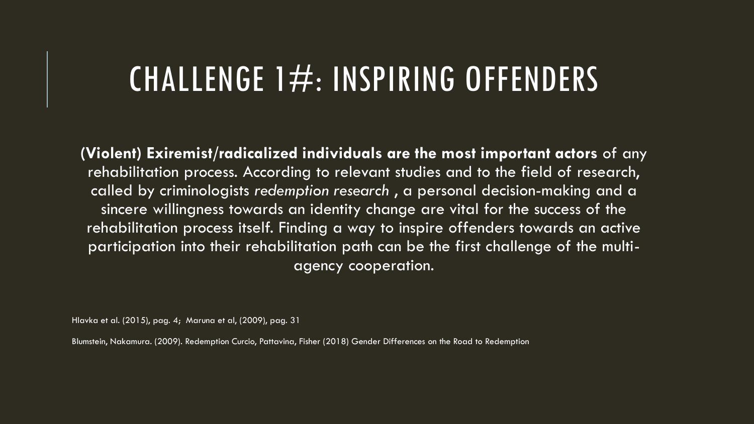# CHALLENGE 1#: INSPIRING OFFENDERS

**(Violent) Exiremist/radicalized individuals are the most important actors** of any rehabilitation process. According to relevant studies and to the field of research, called by criminologists *redemption research* , a personal decision-making and a sincere willingness towards an identity change are vital for the success of the rehabilitation process itself. Finding a way to inspire offenders towards an active participation into their rehabilitation path can be the first challenge of the multi-agency cooperation.

Hlavka et al. (2015), pag. 4; Maruna et al, (2009), pag. 31

Blumstein, Nakamura. (2009). Redemption Curcio, Pattavina, Fisher (2018) Gender Differences on the Road to Redemption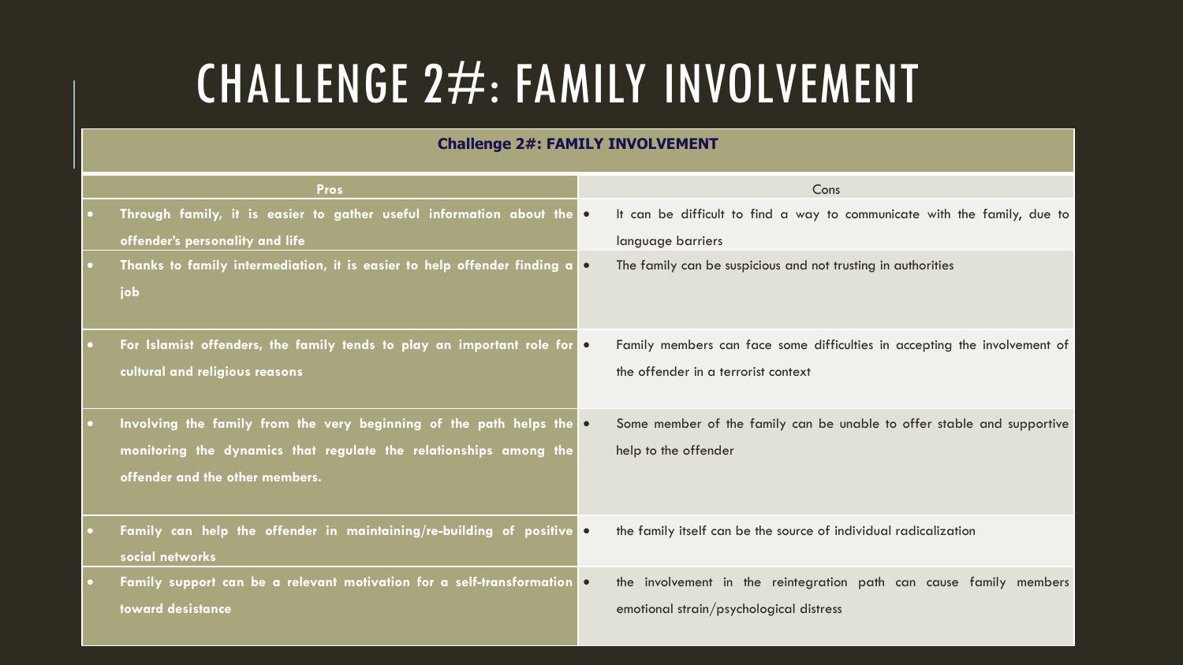# CHALLENGE 2#: FAMILY INVOLVEMENT

| **Challenge 2#: FAMILY INVOLVEMENT** | |
|---|---|
| **Pros** | Cons |
| • **Through family, it is easier to gather useful information about the offender's personality and life** | • It can be difficult to find a way to communicate with the family, due to language barriers |
| • **Thanks to family intermediation, it is easier to help offender finding a job** | • The family can be suspicious and not trusting in authorities |
| • **For Islamist offenders, the family tends to play an important role for cultural and religious reasons** | • Family members can face some difficulties in accepting the involvement of the offender in a terrorist context |
| • **Involving the family from the very beginning of the path helps the monitoring the dynamics that regulate the relationships among the offender and the other members.** | • Some member of the family can be unable to offer stable and supportive help to the offender |
| • **Family can help the offender in maintaining/re-building of positive social networks** | • the family itself can be the source of individual radicalization |
| • **Family support can be a relevant motivation for a self-transformation toward desistance** | • the involvement in the reintegration path can cause family members emotional strain/psychological distress |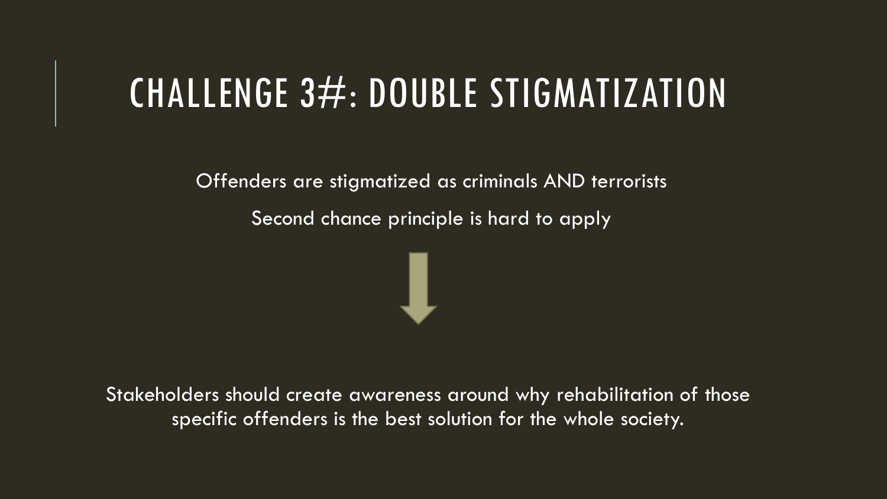# CHALLENGE 3#: DOUBLE STIGMATIZATION

Offenders are stigmatized as criminals AND terrorists

Second chance principle is hard to apply

Stakeholders should create awareness around why rehabilitation of those specific offenders is the best solution for the whole society.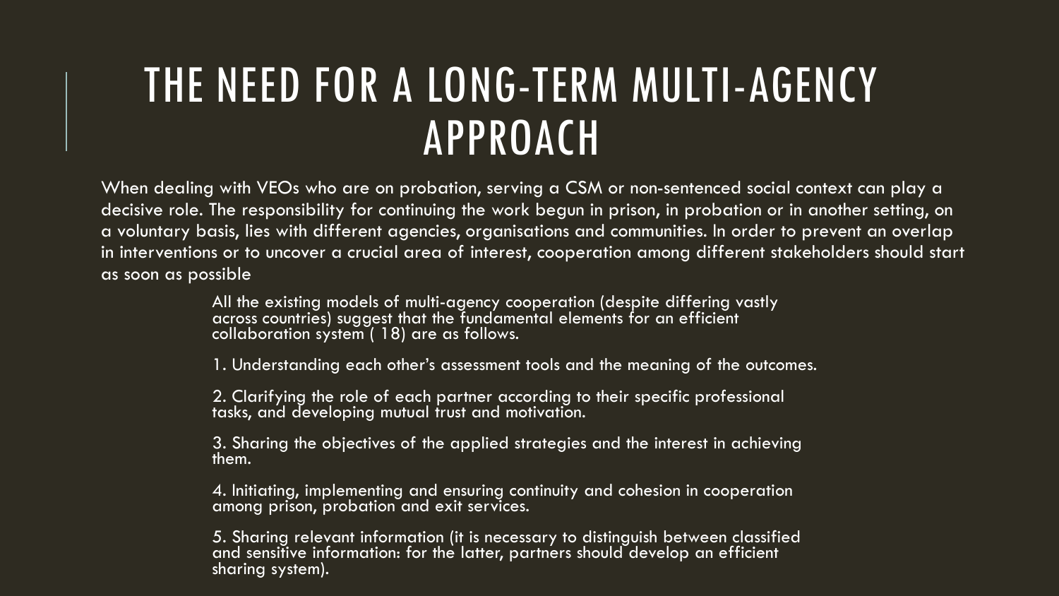# THE NEED FOR A LONG-TERM MULTI-AGENCY APPROACH

When dealing with VEOs who are on probation, serving a CSM or non-sentenced social context can play a decisive role. The responsibility for continuing the work begun in prison, in probation or in another setting, on a voluntary basis, lies with different agencies, organisations and communities. In order to prevent an overlap in interventions or to uncover a crucial area of interest, cooperation among different stakeholders should start as soon as possible

All the existing models of multi-agency cooperation (despite differing vastly across countries) suggest that the fundamental elements for an efficient collaboration system ( 18) are as follows.

1. Understanding each other's assessment tools and the meaning of the outcomes.

2. Clarifying the role of each partner according to their specific professional tasks, and developing mutual trust and motivation.

3. Sharing the objectives of the applied strategies and the interest in achieving them.

4. Initiating, implementing and ensuring continuity and cohesion in cooperation among prison, probation and exit services.

5. Sharing relevant information (it is necessary to distinguish between classified and sensitive information: for the latter, partners should develop an efficient sharing system).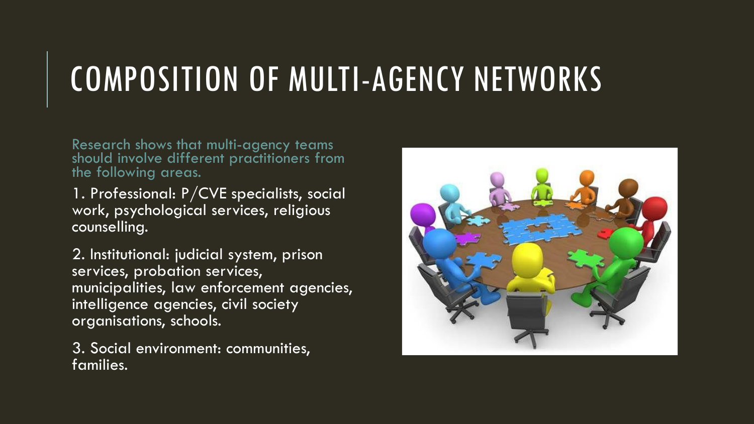# COMPOSITION OF MULTI-AGENCY NETWORKS

Research shows that multi-agency teams should involve different practitioners from the following areas.

1. Professional: P/CVE specialists, social work, psychological services, religious counselling.

2. Institutional: judicial system, prison services, probation services, municipalities, law enforcement agencies, intelligence agencies, civil society organisations, schools.

3. Social environment: communities, families.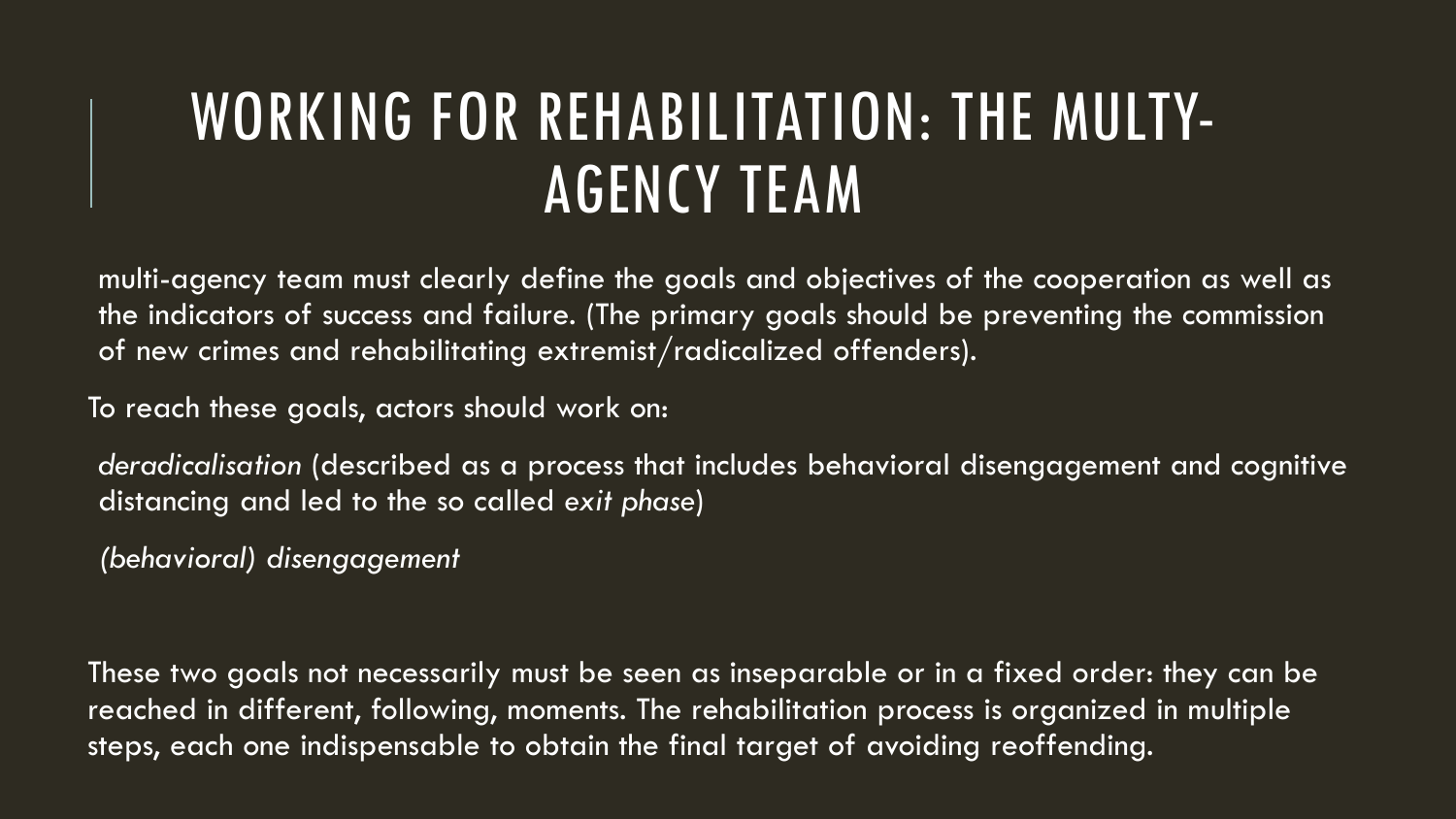# WORKING FOR REHABILITATION: THE MULTY-AGENCY TEAM

multi-agency team must clearly define the goals and objectives of the cooperation as well as the indicators of success and failure. (The primary goals should be preventing the commission of new crimes and rehabilitating extremist/radicalized offenders).

To reach these goals, actors should work on:

*deradicalisation* (described as a process that includes behavioral disengagement and cognitive distancing and led to the so called *exit phase*)

*(behavioral) disengagement*

These two goals not necessarily must be seen as inseparable or in a fixed order: they can be reached in different, following, moments. The rehabilitation process is organized in multiple steps, each one indispensable to obtain the final target of avoiding reoffending.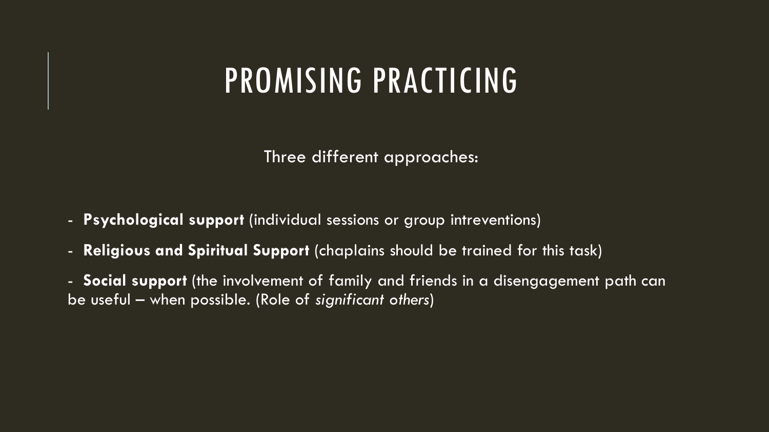# PROMISING PRACTICING

Three different approaches:

- **Psychological support** (individual sessions or group intreventions)
- **Religious and Spiritual Support** (chaplains should be trained for this task)
- **Social support** (the involvement of family and friends in a disengagement path can be useful – when possible. (Role of *significant others*)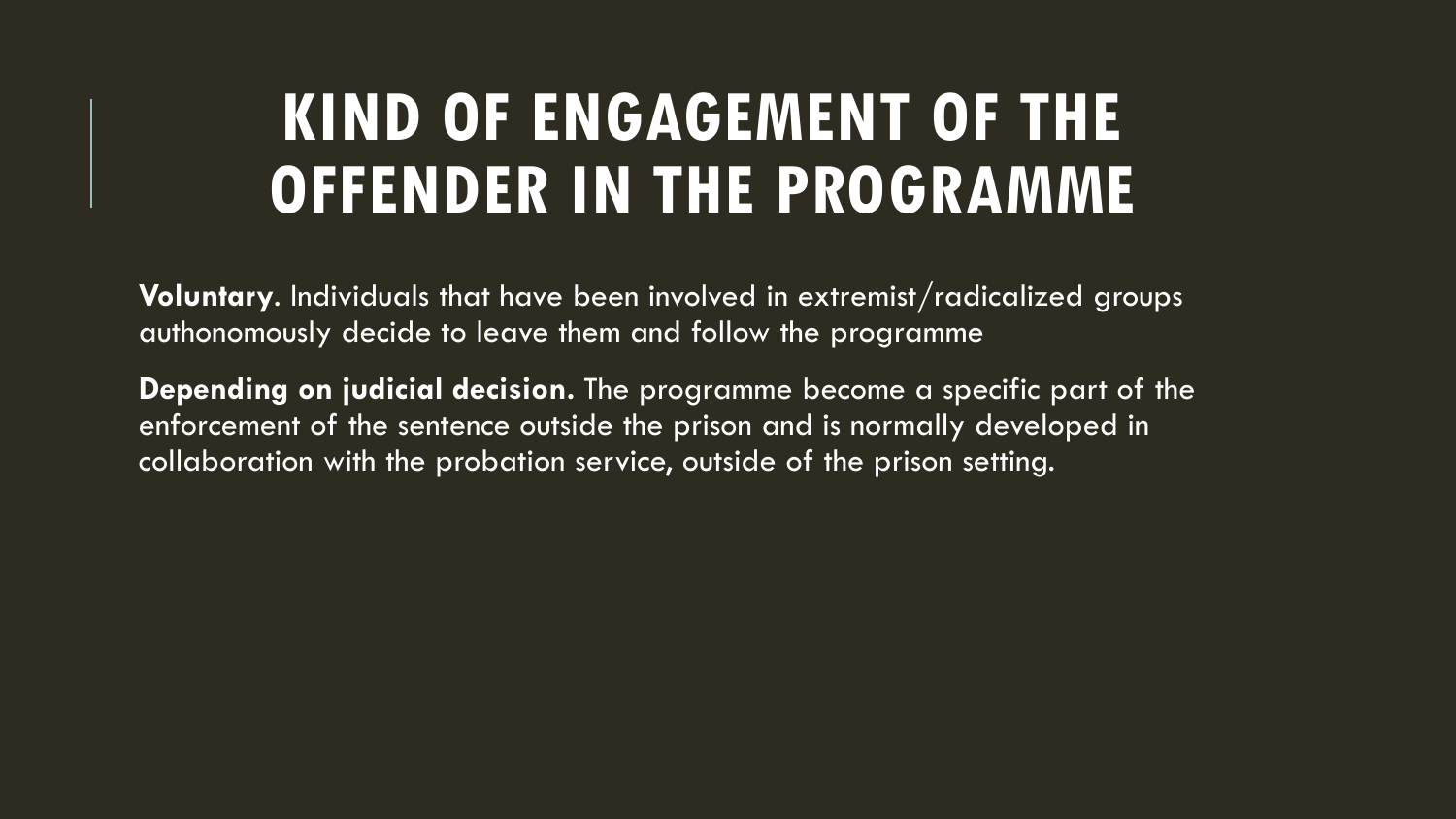# KIND OF ENGAGEMENT OF THE OFFENDER IN THE PROGRAMME

**Voluntary**. Individuals that have been involved in extremist/radicalized groups authonomously decide to leave them and follow the programme

**Depending on judicial decision.** The programme become a specific part of the enforcement of the sentence outside the prison and is normally developed in collaboration with the probation service, outside of the prison setting.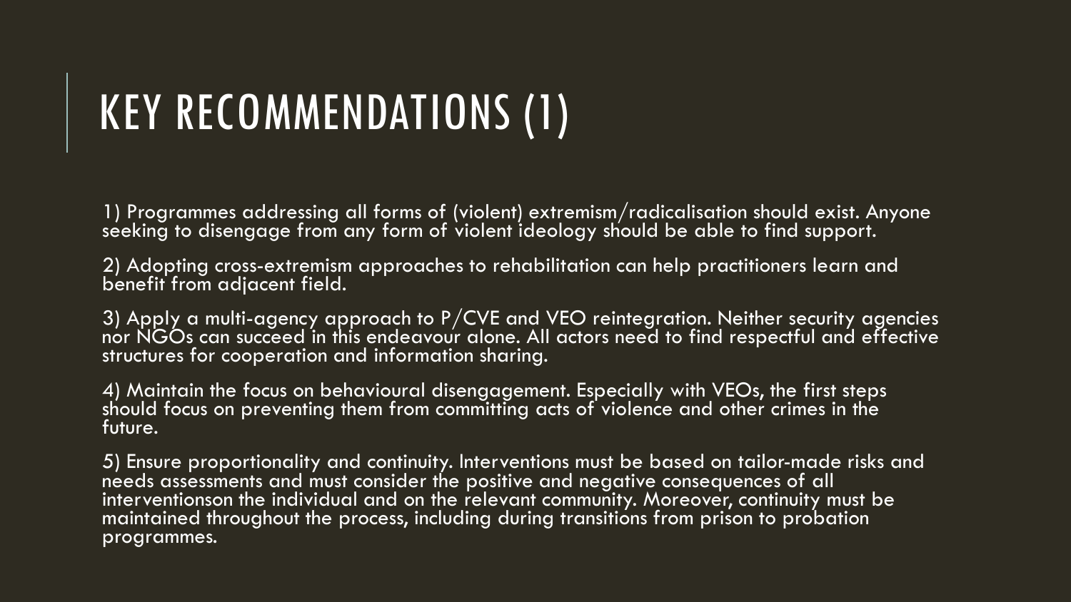# KEY RECOMMENDATIONS (1)

1) Programmes addressing all forms of (violent) extremism/radicalisation should exist. Anyone seeking to disengage from any form of violent ideology should be able to find support.

2) Adopting cross-extremism approaches to rehabilitation can help practitioners learn and benefit from adjacent field.

3) Apply a multi-agency approach to P/CVE and VEO reintegration. Neither security agencies nor NGOs can succeed in this endeavour alone. All actors need to find respectful and effective structures for cooperation and information sharing.

4) Maintain the focus on behavioural disengagement. Especially with VEOs, the first steps should focus on preventing them from committing acts of violence and other crimes in the future.

5) Ensure proportionality and continuity. Interventions must be based on tailor-made risks and needs assessments and must consider the positive and negative consequences of all interventionson the individual and on the relevant community. Moreover, continuity must be maintained throughout the process, including during transitions from prison to probation programmes.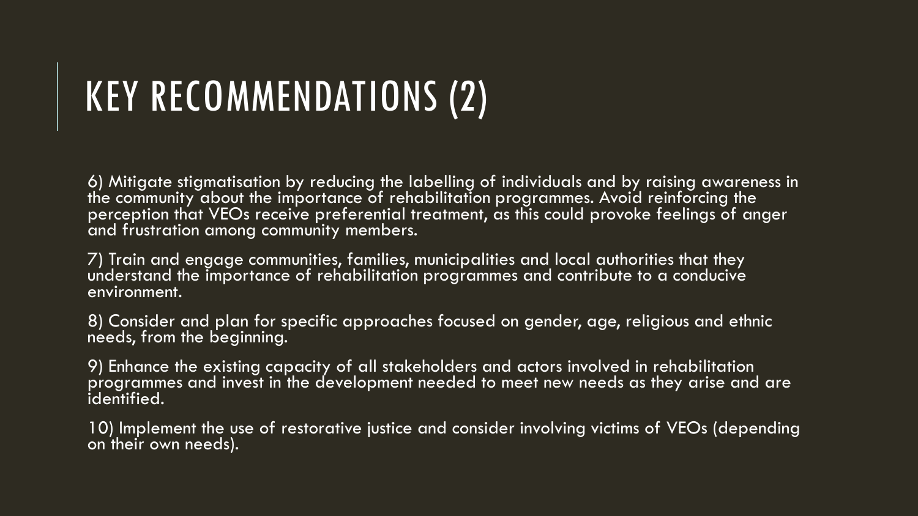# KEY RECOMMENDATIONS (2)

6) Mitigate stigmatisation by reducing the labelling of individuals and by raising awareness in the community about the importance of rehabilitation programmes. Avoid reinforcing the perception that VEOs receive preferential treatment, as this could provoke feelings of anger and frustration among community members.

7) Train and engage communities, families, municipalities and local authorities that they understand the importance of rehabilitation programmes and contribute to a conducive environment.

8) Consider and plan for specific approaches focused on gender, age, religious and ethnic needs, from the beginning.

9) Enhance the existing capacity of all stakeholders and actors involved in rehabilitation programmes and invest in the development needed to meet new needs as they arise and are identified.

10) Implement the use of restorative justice and consider involving victims of VEOs (depending on their own needs).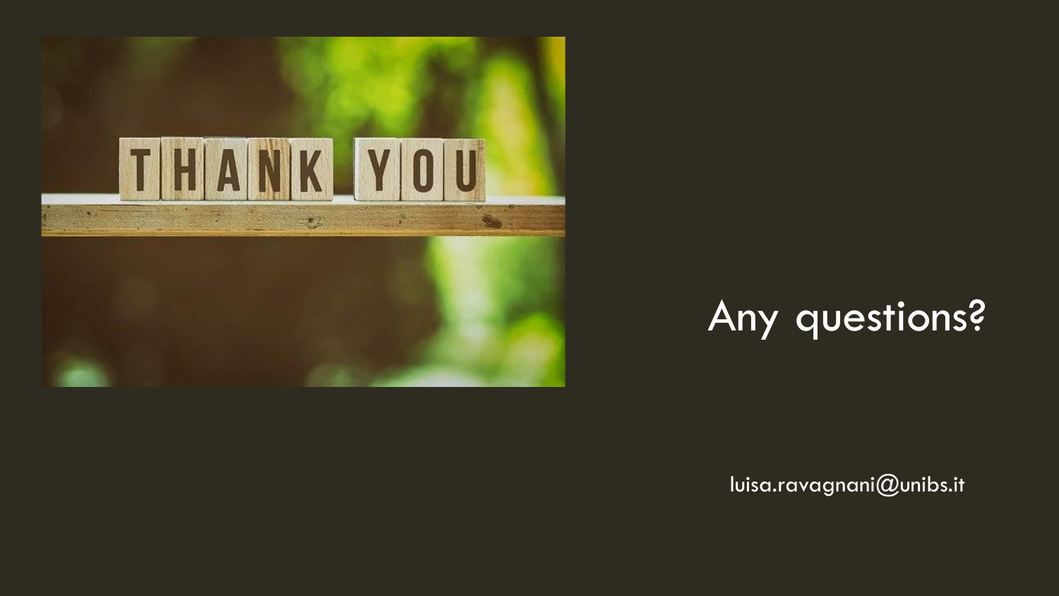Any questions?

luisa.ravagnani@unibs.it